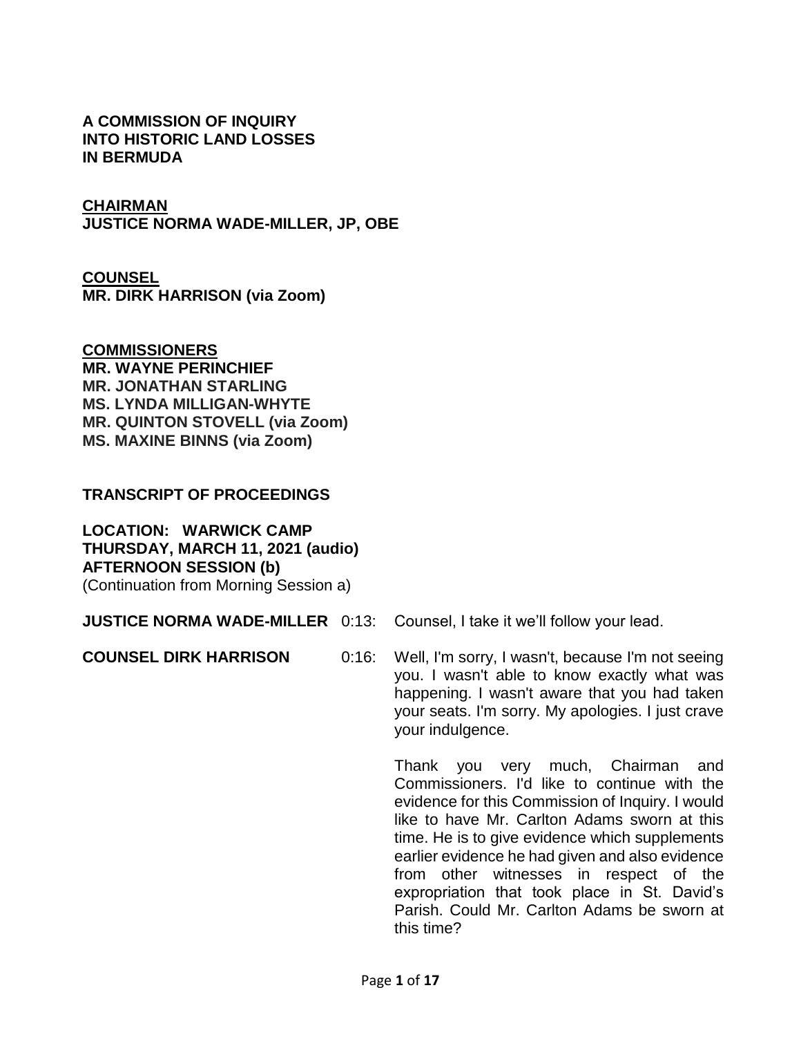**A COMMISSION OF INQUIRY INTO HISTORIC LAND LOSSES IN BERMUDA**

**CHAIRMAN**
**JUSTICE NORMA WADE-MILLER, JP, OBE**

**COUNSEL**
**MR. DIRK HARRISON (via Zoom)**

**COMMISSIONERS**
**MR. WAYNE PERINCHIEF**
**MR. JONATHAN STARLING**
**MS. LYNDA MILLIGAN-WHYTE**
**MR. QUINTON STOVELL (via Zoom)**
**MS. MAXINE BINNS (via Zoom)**

**TRANSCRIPT OF PROCEEDINGS**

**LOCATION: WARWICK CAMP**
**THURSDAY, MARCH 11, 2021 (audio)**
**AFTERNOON SESSION (b)**
(Continuation from Morning Session a)

| | | |
|---|---|---|
| **JUSTICE NORMA WADE-MILLER** | 0:13: | Counsel, I take it we'll follow your lead. |
| **COUNSEL DIRK HARRISON** | 0:16: | Well, I'm sorry, I wasn't, because I'm not seeing you. I wasn't able to know exactly what was happening. I wasn't aware that you had taken your seats. I'm sorry. My apologies. I just crave your indulgence. |
| | | Thank you very much, Chairman and Commissioners. I'd like to continue with the evidence for this Commission of Inquiry. I would like to have Mr. Carlton Adams sworn at this time. He is to give evidence which supplements earlier evidence he had given and also evidence from other witnesses in respect of the expropriation that took place in St. David's Parish. Could Mr. Carlton Adams be sworn at this time? |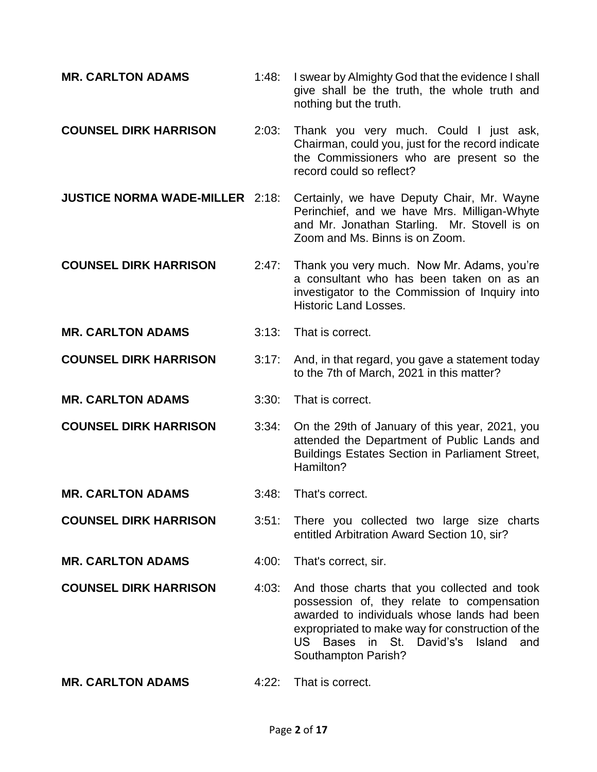**MR. CARLTON ADAMS** 1:48: I swear by Almighty God that the evidence I shall give shall be the truth, the whole truth and nothing but the truth.

**COUNSEL DIRK HARRISON** 2:03: Thank you very much. Could I just ask, Chairman, could you, just for the record indicate the Commissioners who are present so the record could so reflect?

**JUSTICE NORMA WADE-MILLER** 2:18: Certainly, we have Deputy Chair, Mr. Wayne Perinchief, and we have Mrs. Milligan-Whyte and Mr. Jonathan Starling. Mr. Stovell is on Zoom and Ms. Binns is on Zoom.

**COUNSEL DIRK HARRISON** 2:47: Thank you very much. Now Mr. Adams, you're a consultant who has been taken on as an investigator to the Commission of Inquiry into Historic Land Losses.

**MR. CARLTON ADAMS** 3:13: That is correct.

**COUNSEL DIRK HARRISON** 3:17: And, in that regard, you gave a statement today to the 7th of March, 2021 in this matter?

**MR. CARLTON ADAMS** 3:30: That is correct.

**COUNSEL DIRK HARRISON** 3:34: On the 29th of January of this year, 2021, you attended the Department of Public Lands and Buildings Estates Section in Parliament Street, Hamilton?

**MR. CARLTON ADAMS** 3:48: That's correct.

**COUNSEL DIRK HARRISON** 3:51: There you collected two large size charts entitled Arbitration Award Section 10, sir?

**MR. CARLTON ADAMS** 4:00: That's correct, sir.

**COUNSEL DIRK HARRISON** 4:03: And those charts that you collected and took possession of, they relate to compensation awarded to individuals whose lands had been expropriated to make way for construction of the US Bases in St. David's's Island and Southampton Parish?

**MR. CARLTON ADAMS** 4:22: That is correct.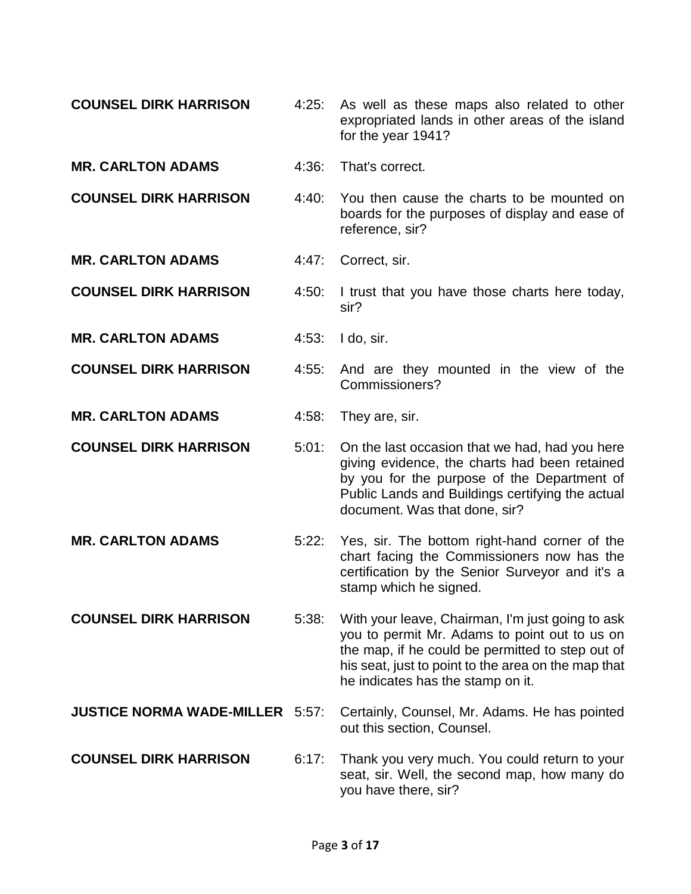| | | |
|---|---|---|
| **COUNSEL DIRK HARRISON** | 4:25: | As well as these maps also related to other expropriated lands in other areas of the island for the year 1941? |
| **MR. CARLTON ADAMS** | 4:36: | That's correct. |
| **COUNSEL DIRK HARRISON** | 4:40: | You then cause the charts to be mounted on boards for the purposes of display and ease of reference, sir? |
| **MR. CARLTON ADAMS** | 4:47: | Correct, sir. |
| **COUNSEL DIRK HARRISON** | 4:50: | I trust that you have those charts here today, sir? |
| **MR. CARLTON ADAMS** | 4:53: | I do, sir. |
| **COUNSEL DIRK HARRISON** | 4:55: | And are they mounted in the view of the Commissioners? |
| **MR. CARLTON ADAMS** | 4:58: | They are, sir. |
| **COUNSEL DIRK HARRISON** | 5:01: | On the last occasion that we had, had you here giving evidence, the charts had been retained by you for the purpose of the Department of Public Lands and Buildings certifying the actual document. Was that done, sir? |
| **MR. CARLTON ADAMS** | 5:22: | Yes, sir. The bottom right-hand corner of the chart facing the Commissioners now has the certification by the Senior Surveyor and it's a stamp which he signed. |
| **COUNSEL DIRK HARRISON** | 5:38: | With your leave, Chairman, I'm just going to ask you to permit Mr. Adams to point out to us on the map, if he could be permitted to step out of his seat, just to point to the area on the map that he indicates has the stamp on it. |
| **JUSTICE NORMA WADE-MILLER** | 5:57: | Certainly, Counsel, Mr. Adams. He has pointed out this section, Counsel. |
| **COUNSEL DIRK HARRISON** | 6:17: | Thank you very much. You could return to your seat, sir. Well, the second map, how many do you have there, sir? |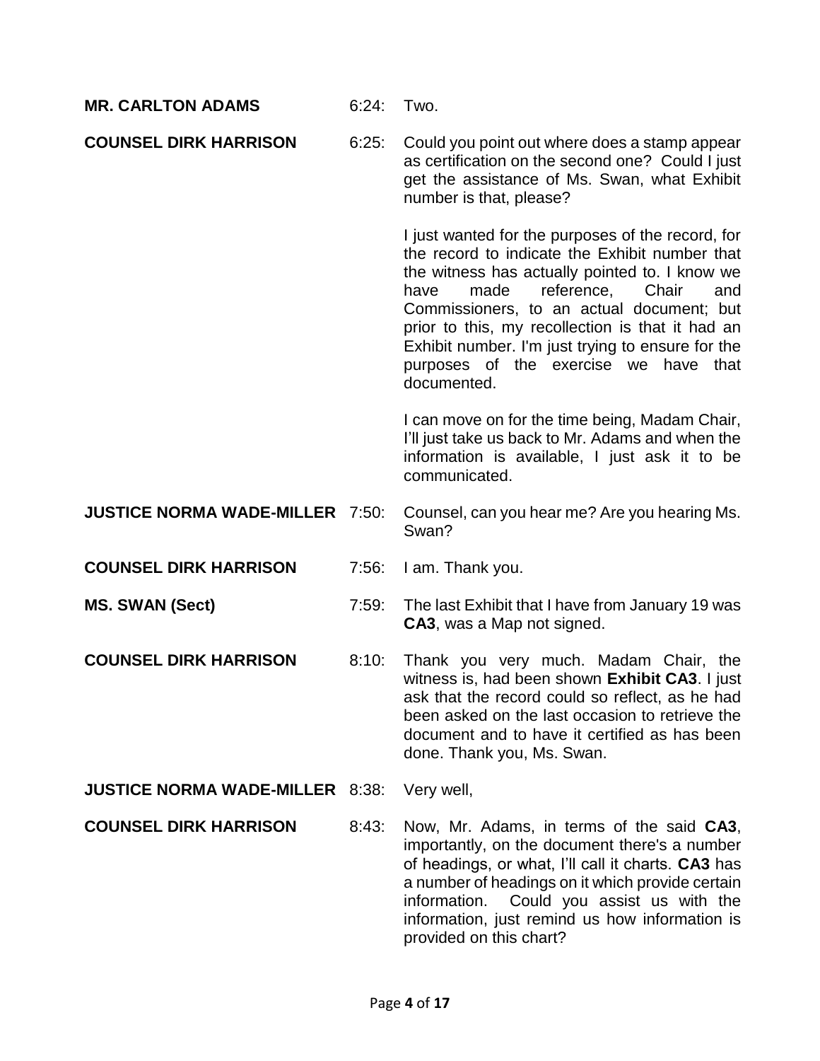| | | |
|---|---|---|
| **MR. CARLTON ADAMS** | 6:24: | Two. |
| **COUNSEL DIRK HARRISON** | 6:25: | Could you point out where does a stamp appear as certification on the second one? Could I just get the assistance of Ms. Swan, what Exhibit number is that, please?<br><br>I just wanted for the purposes of the record, for the record to indicate the Exhibit number that the witness has actually pointed to. I know we have made reference, Chair and Commissioners, to an actual document; but prior to this, my recollection is that it had an Exhibit number. I'm just trying to ensure for the purposes of the exercise we have that documented.<br><br>I can move on for the time being, Madam Chair, I'll just take us back to Mr. Adams and when the information is available, I just ask it to be communicated. |
| **JUSTICE NORMA WADE-MILLER** | 7:50: | Counsel, can you hear me? Are you hearing Ms. Swan? |
| **COUNSEL DIRK HARRISON** | 7:56: | I am. Thank you. |
| **MS. SWAN (Sect)** | 7:59: | The last Exhibit that I have from January 19 was **CA3**, was a Map not signed. |
| **COUNSEL DIRK HARRISON** | 8:10: | Thank you very much. Madam Chair, the witness is, had been shown **Exhibit CA3**. I just ask that the record could so reflect, as he had been asked on the last occasion to retrieve the document and to have it certified as has been done. Thank you, Ms. Swan. |
| **JUSTICE NORMA WADE-MILLER** | 8:38: | Very well, |
| **COUNSEL DIRK HARRISON** | 8:43: | Now, Mr. Adams, in terms of the said **CA3**, importantly, on the document there's a number of headings, or what, I'll call it charts. **CA3** has a number of headings on it which provide certain information. Could you assist us with the information, just remind us how information is provided on this chart? |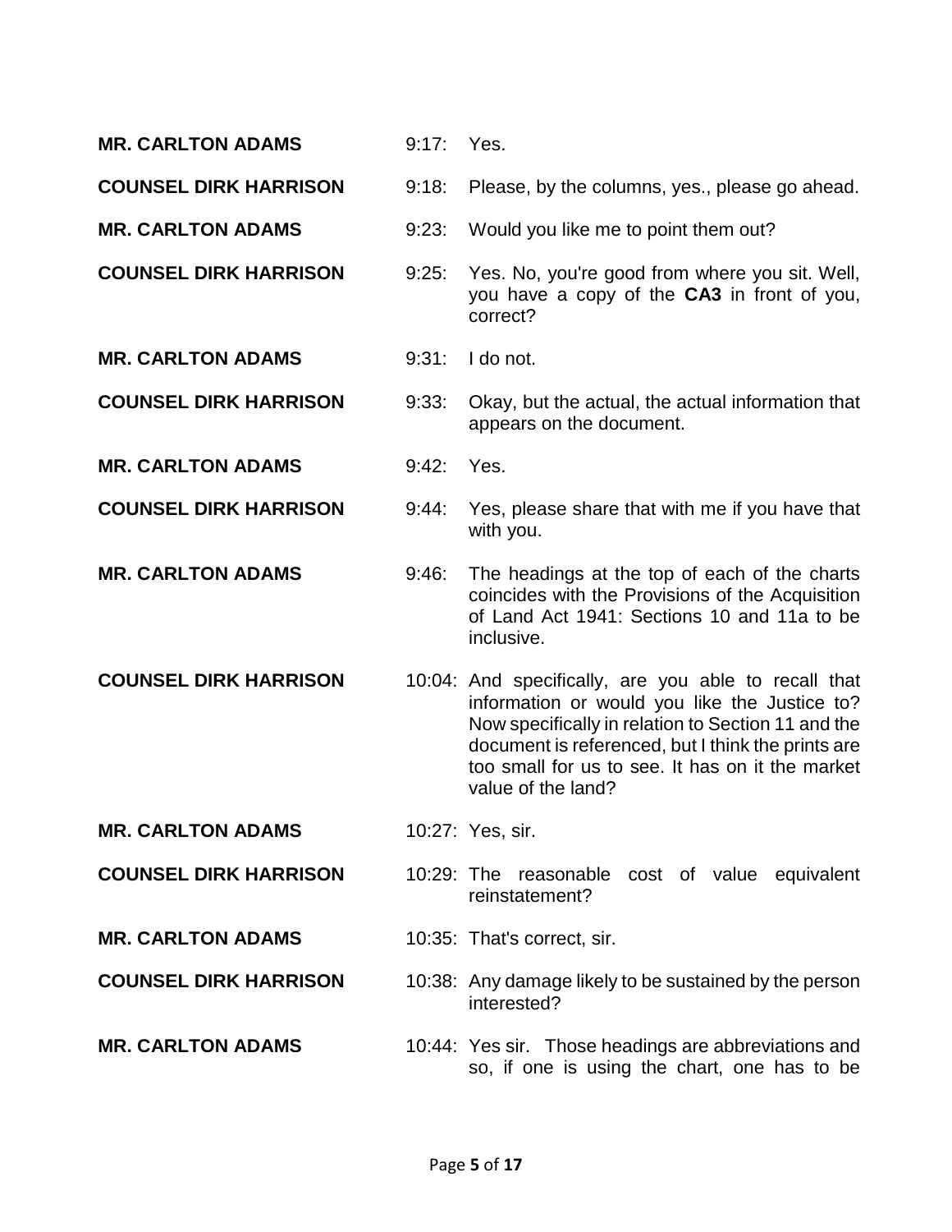| | | |
|---|---|---|
| **MR. CARLTON ADAMS** | 9:17: | Yes. |
| **COUNSEL DIRK HARRISON** | 9:18: | Please, by the columns, yes., please go ahead. |
| **MR. CARLTON ADAMS** | 9:23: | Would you like me to point them out? |
| **COUNSEL DIRK HARRISON** | 9:25: | Yes. No, you're good from where you sit. Well, you have a copy of the **CA3** in front of you, correct? |
| **MR. CARLTON ADAMS** | 9:31: | I do not. |
| **COUNSEL DIRK HARRISON** | 9:33: | Okay, but the actual, the actual information that appears on the document. |
| **MR. CARLTON ADAMS** | 9:42: | Yes. |
| **COUNSEL DIRK HARRISON** | 9:44: | Yes, please share that with me if you have that with you. |
| **MR. CARLTON ADAMS** | 9:46: | The headings at the top of each of the charts coincides with the Provisions of the Acquisition of Land Act 1941: Sections 10 and 11a to be inclusive. |
| **COUNSEL DIRK HARRISON** | 10:04: | And specifically, are you able to recall that information or would you like the Justice to? Now specifically in relation to Section 11 and the document is referenced, but I think the prints are too small for us to see. It has on it the market value of the land? |
| **MR. CARLTON ADAMS** | 10:27: | Yes, sir. |
| **COUNSEL DIRK HARRISON** | 10:29: | The reasonable cost of value equivalent reinstatement? |
| **MR. CARLTON ADAMS** | 10:35: | That's correct, sir. |
| **COUNSEL DIRK HARRISON** | 10:38: | Any damage likely to be sustained by the person interested? |
| **MR. CARLTON ADAMS** | 10:44: | Yes sir. Those headings are abbreviations and so, if one is using the chart, one has to be |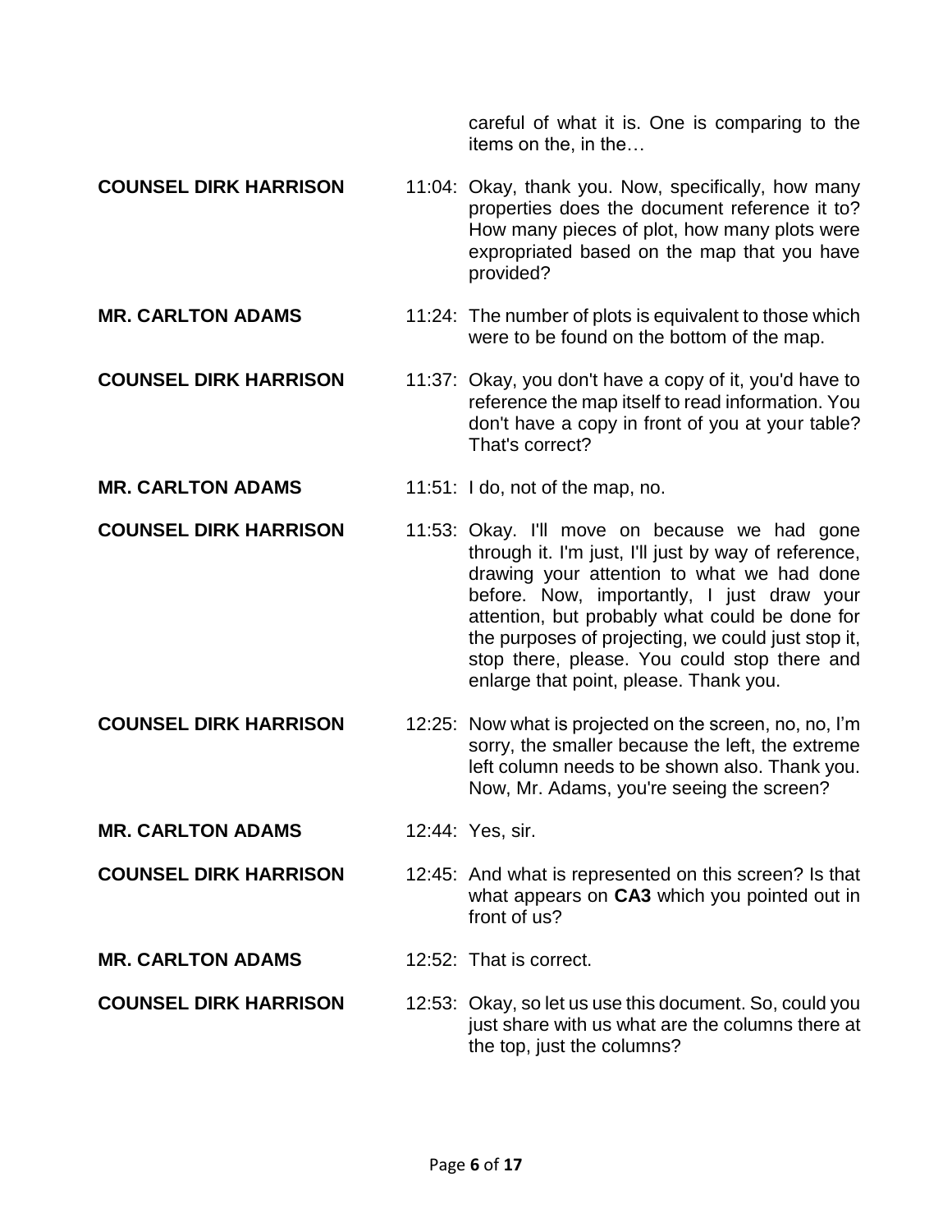careful of what it is. One is comparing to the items on the, in the…

**COUNSEL DIRK HARRISON** 11:04: Okay, thank you. Now, specifically, how many properties does the document reference it to? How many pieces of plot, how many plots were expropriated based on the map that you have provided?

**MR. CARLTON ADAMS** 11:24: The number of plots is equivalent to those which were to be found on the bottom of the map.

**COUNSEL DIRK HARRISON** 11:37: Okay, you don't have a copy of it, you'd have to reference the map itself to read information. You don't have a copy in front of you at your table? That's correct?

**MR. CARLTON ADAMS** 11:51: I do, not of the map, no.

**COUNSEL DIRK HARRISON** 11:53: Okay. I'll move on because we had gone through it. I'm just, I'll just by way of reference, drawing your attention to what we had done before. Now, importantly, I just draw your attention, but probably what could be done for the purposes of projecting, we could just stop it, stop there, please. You could stop there and enlarge that point, please. Thank you.

**COUNSEL DIRK HARRISON** 12:25: Now what is projected on the screen, no, no, I'm sorry, the smaller because the left, the extreme left column needs to be shown also. Thank you. Now, Mr. Adams, you're seeing the screen?

**MR. CARLTON ADAMS** 12:44: Yes, sir.

**COUNSEL DIRK HARRISON** 12:45: And what is represented on this screen? Is that what appears on **CA3** which you pointed out in front of us?

**MR. CARLTON ADAMS** 12:52: That is correct.

**COUNSEL DIRK HARRISON** 12:53: Okay, so let us use this document. So, could you just share with us what are the columns there at the top, just the columns?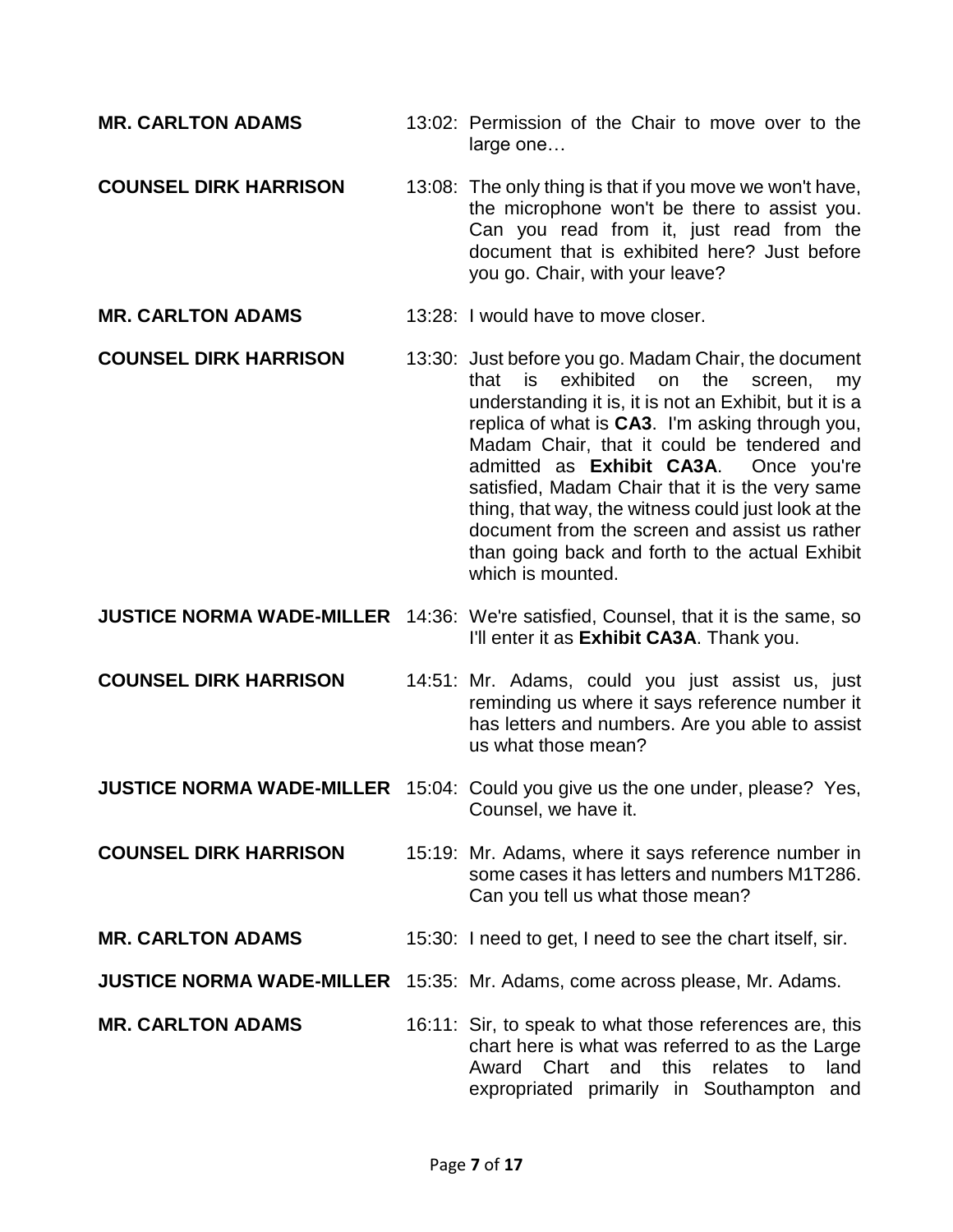**MR. CARLTON ADAMS** 13:02: Permission of the Chair to move over to the large one…

**COUNSEL DIRK HARRISON** 13:08: The only thing is that if you move we won't have, the microphone won't be there to assist you. Can you read from it, just read from the document that is exhibited here? Just before you go. Chair, with your leave?

**MR. CARLTON ADAMS** 13:28: I would have to move closer.

**COUNSEL DIRK HARRISON** 13:30: Just before you go. Madam Chair, the document that is exhibited on the screen, my understanding it is, it is not an Exhibit, but it is a replica of what is **CA3**. I'm asking through you, Madam Chair, that it could be tendered and admitted as **Exhibit CA3A**. Once you're satisfied, Madam Chair that it is the very same thing, that way, the witness could just look at the document from the screen and assist us rather than going back and forth to the actual Exhibit which is mounted.

**JUSTICE NORMA WADE-MILLER** 14:36: We're satisfied, Counsel, that it is the same, so I'll enter it as **Exhibit CA3A**. Thank you.

**COUNSEL DIRK HARRISON** 14:51: Mr. Adams, could you just assist us, just reminding us where it says reference number it has letters and numbers. Are you able to assist us what those mean?

**JUSTICE NORMA WADE-MILLER** 15:04: Could you give us the one under, please? Yes, Counsel, we have it.

**COUNSEL DIRK HARRISON** 15:19: Mr. Adams, where it says reference number in some cases it has letters and numbers M1T286. Can you tell us what those mean?

**MR. CARLTON ADAMS** 15:30: I need to get, I need to see the chart itself, sir.

**JUSTICE NORMA WADE-MILLER** 15:35: Mr. Adams, come across please, Mr. Adams.

**MR. CARLTON ADAMS** 16:11: Sir, to speak to what those references are, this chart here is what was referred to as the Large Award Chart and this relates to land expropriated primarily in Southampton and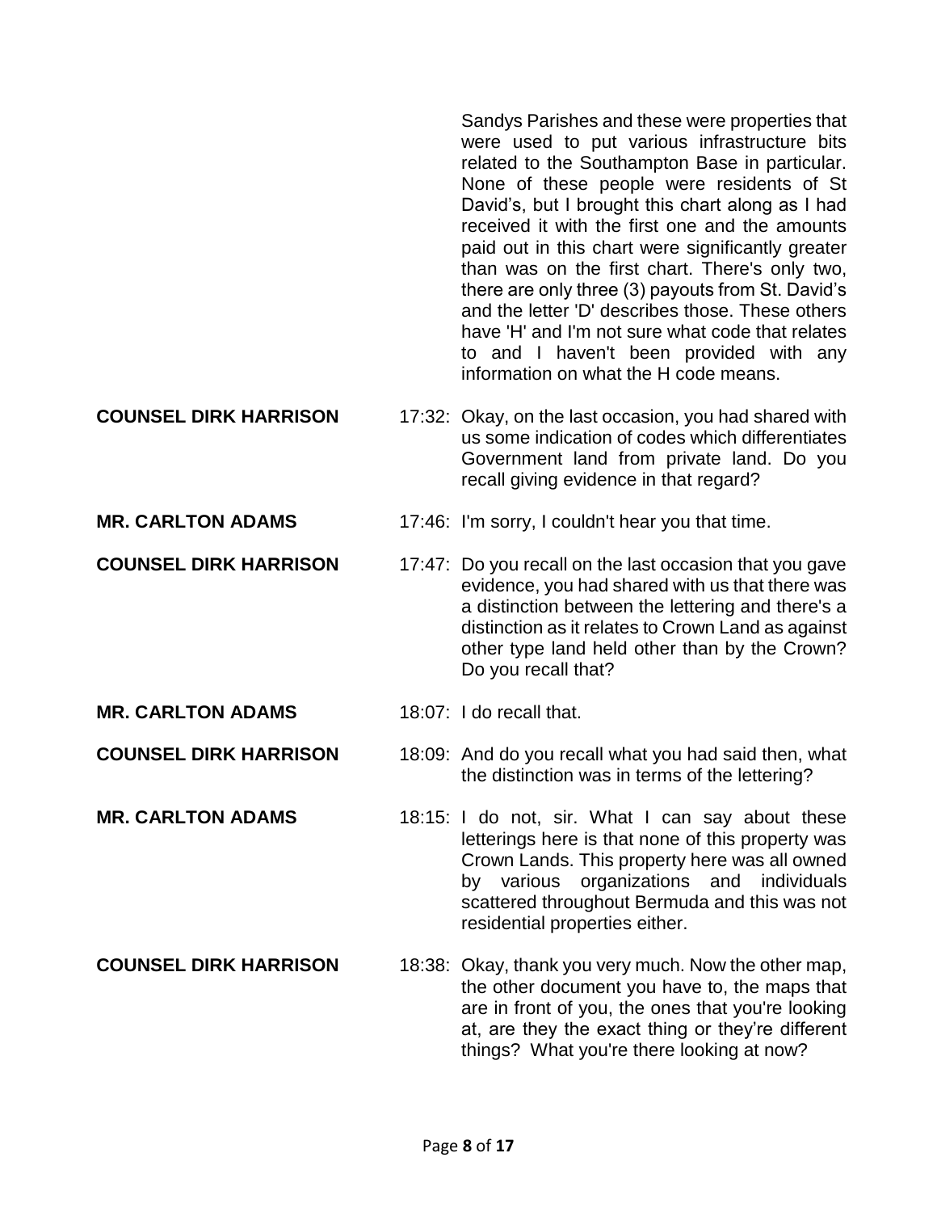Sandys Parishes and these were properties that were used to put various infrastructure bits related to the Southampton Base in particular. None of these people were residents of St David's, but I brought this chart along as I had received it with the first one and the amounts paid out in this chart were significantly greater than was on the first chart. There's only two, there are only three (3) payouts from St. David's and the letter 'D' describes those. These others have 'H' and I'm not sure what code that relates to and I haven't been provided with any information on what the H code means.

**COUNSEL DIRK HARRISON** 17:32: Okay, on the last occasion, you had shared with us some indication of codes which differentiates Government land from private land. Do you recall giving evidence in that regard?

**MR. CARLTON ADAMS** 17:46: I'm sorry, I couldn't hear you that time.

**COUNSEL DIRK HARRISON** 17:47: Do you recall on the last occasion that you gave evidence, you had shared with us that there was a distinction between the lettering and there's a distinction as it relates to Crown Land as against other type land held other than by the Crown? Do you recall that?

**MR. CARLTON ADAMS** 18:07: I do recall that.

**COUNSEL DIRK HARRISON** 18:09: And do you recall what you had said then, what the distinction was in terms of the lettering?

**MR. CARLTON ADAMS** 18:15: I do not, sir. What I can say about these letterings here is that none of this property was Crown Lands. This property here was all owned by various organizations and individuals scattered throughout Bermuda and this was not residential properties either.

**COUNSEL DIRK HARRISON** 18:38: Okay, thank you very much. Now the other map, the other document you have to, the maps that are in front of you, the ones that you're looking at, are they the exact thing or they're different things? What you're there looking at now?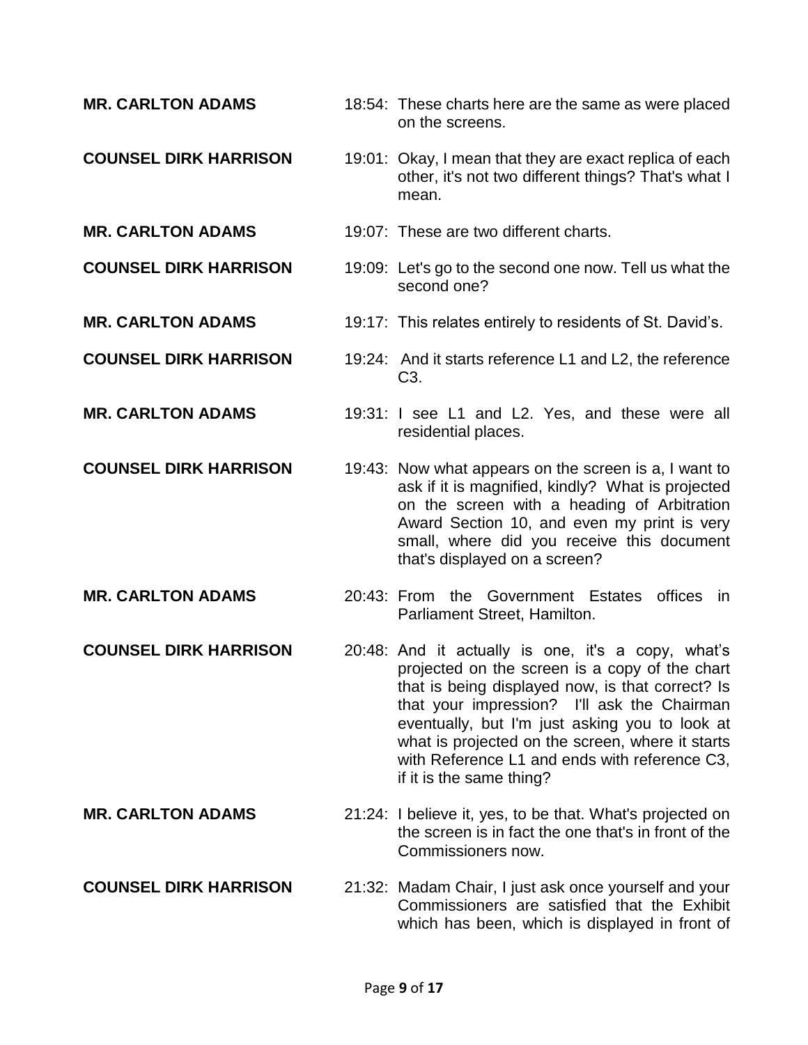| | |
|---|---|
| **MR. CARLTON ADAMS** | 18:54: These charts here are the same as were placed on the screens. |
| **COUNSEL DIRK HARRISON** | 19:01: Okay, I mean that they are exact replica of each other, it's not two different things? That's what I mean. |
| **MR. CARLTON ADAMS** | 19:07: These are two different charts. |
| **COUNSEL DIRK HARRISON** | 19:09: Let's go to the second one now. Tell us what the second one? |
| **MR. CARLTON ADAMS** | 19:17: This relates entirely to residents of St. David's. |
| **COUNSEL DIRK HARRISON** | 19:24: And it starts reference L1 and L2, the reference C3. |
| **MR. CARLTON ADAMS** | 19:31: I see L1 and L2. Yes, and these were all residential places. |
| **COUNSEL DIRK HARRISON** | 19:43: Now what appears on the screen is a, I want to ask if it is magnified, kindly? What is projected on the screen with a heading of Arbitration Award Section 10, and even my print is very small, where did you receive this document that's displayed on a screen? |
| **MR. CARLTON ADAMS** | 20:43: From the Government Estates offices in Parliament Street, Hamilton. |
| **COUNSEL DIRK HARRISON** | 20:48: And it actually is one, it's a copy, what's projected on the screen is a copy of the chart that is being displayed now, is that correct? Is that your impression? I'll ask the Chairman eventually, but I'm just asking you to look at what is projected on the screen, where it starts with Reference L1 and ends with reference C3, if it is the same thing? |
| **MR. CARLTON ADAMS** | 21:24: I believe it, yes, to be that. What's projected on the screen is in fact the one that's in front of the Commissioners now. |
| **COUNSEL DIRK HARRISON** | 21:32: Madam Chair, I just ask once yourself and your Commissioners are satisfied that the Exhibit which has been, which is displayed in front of |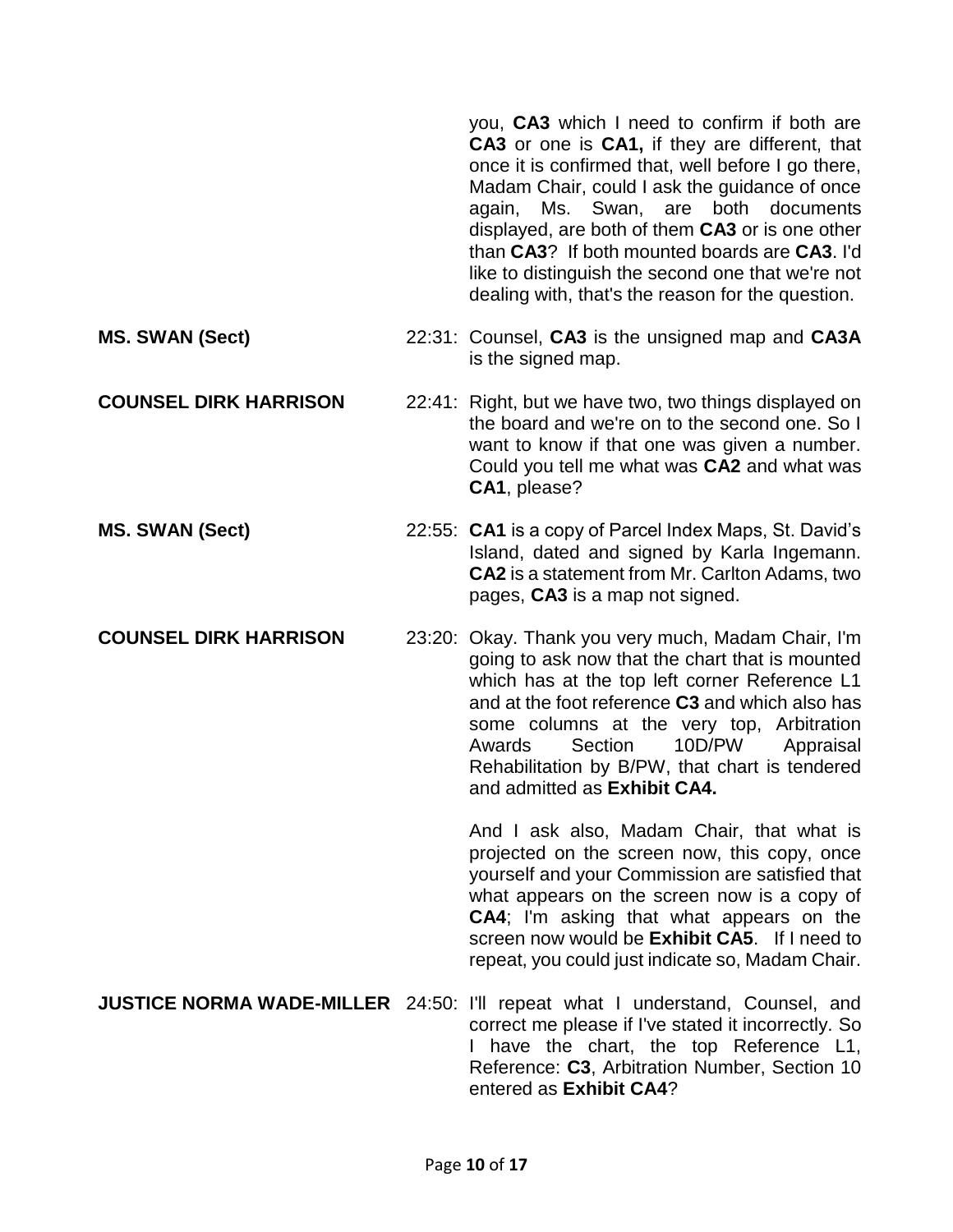you, **CA3** which I need to confirm if both are **CA3** or one is **CA1,** if they are different, that once it is confirmed that, well before I go there, Madam Chair, could I ask the guidance of once again, Ms. Swan, are both documents displayed, are both of them **CA3** or is one other than **CA3**? If both mounted boards are **CA3**. I'd like to distinguish the second one that we're not dealing with, that's the reason for the question.

**MS. SWAN (Sect)** 22:31: Counsel, **CA3** is the unsigned map and **CA3A** is the signed map.

**COUNSEL DIRK HARRISON** 22:41: Right, but we have two, two things displayed on the board and we're on to the second one. So I want to know if that one was given a number. Could you tell me what was **CA2** and what was **CA1**, please?

**MS. SWAN (Sect)** 22:55: **CA1** is a copy of Parcel Index Maps, St. David's Island, dated and signed by Karla Ingemann. **CA2** is a statement from Mr. Carlton Adams, two pages, **CA3** is a map not signed.

**COUNSEL DIRK HARRISON** 23:20: Okay. Thank you very much, Madam Chair, I'm going to ask now that the chart that is mounted which has at the top left corner Reference L1 and at the foot reference **C3** and which also has some columns at the very top, Arbitration Awards Section 10D/PW Appraisal Rehabilitation by B/PW, that chart is tendered and admitted as **Exhibit CA4.**

And I ask also, Madam Chair, that what is projected on the screen now, this copy, once yourself and your Commission are satisfied that what appears on the screen now is a copy of **CA4**; I'm asking that what appears on the screen now would be **Exhibit CA5**. If I need to repeat, you could just indicate so, Madam Chair.

**JUSTICE NORMA WADE-MILLER** 24:50: I'll repeat what I understand, Counsel, and correct me please if I've stated it incorrectly. So I have the chart, the top Reference L1, Reference: **C3**, Arbitration Number, Section 10 entered as **Exhibit CA4**?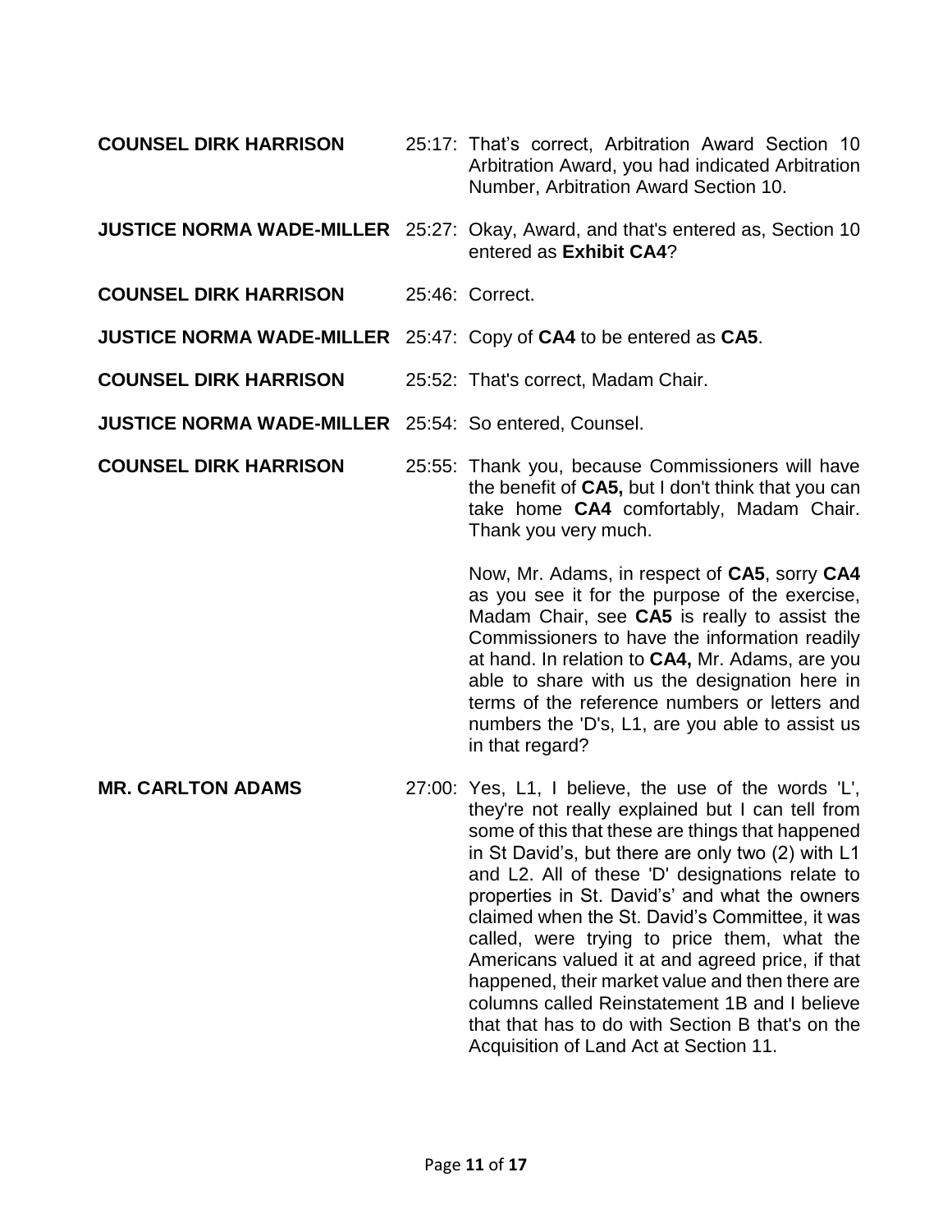**COUNSEL DIRK HARRISON** 25:17: That's correct, Arbitration Award Section 10 Arbitration Award, you had indicated Arbitration Number, Arbitration Award Section 10.

**JUSTICE NORMA WADE-MILLER** 25:27: Okay, Award, and that's entered as, Section 10 entered as **Exhibit CA4**?

**COUNSEL DIRK HARRISON** 25:46: Correct.

**JUSTICE NORMA WADE-MILLER** 25:47: Copy of **CA4** to be entered as **CA5**.

**COUNSEL DIRK HARRISON** 25:52: That's correct, Madam Chair.

**JUSTICE NORMA WADE-MILLER** 25:54: So entered, Counsel.

**COUNSEL DIRK HARRISON** 25:55: Thank you, because Commissioners will have the benefit of **CA5,** but I don't think that you can take home **CA4** comfortably, Madam Chair. Thank you very much.

Now, Mr. Adams, in respect of **CA5**, sorry **CA4** as you see it for the purpose of the exercise, Madam Chair, see **CA5** is really to assist the Commissioners to have the information readily at hand. In relation to **CA4,** Mr. Adams, are you able to share with us the designation here in terms of the reference numbers or letters and numbers the 'D's, L1, are you able to assist us in that regard?

**MR. CARLTON ADAMS** 27:00: Yes, L1, I believe, the use of the words 'L', they're not really explained but I can tell from some of this that these are things that happened in St David's, but there are only two (2) with L1 and L2. All of these 'D' designations relate to properties in St. David's' and what the owners claimed when the St. David's Committee, it was called, were trying to price them, what the Americans valued it at and agreed price, if that happened, their market value and then there are columns called Reinstatement 1B and I believe that that has to do with Section B that's on the Acquisition of Land Act at Section 11.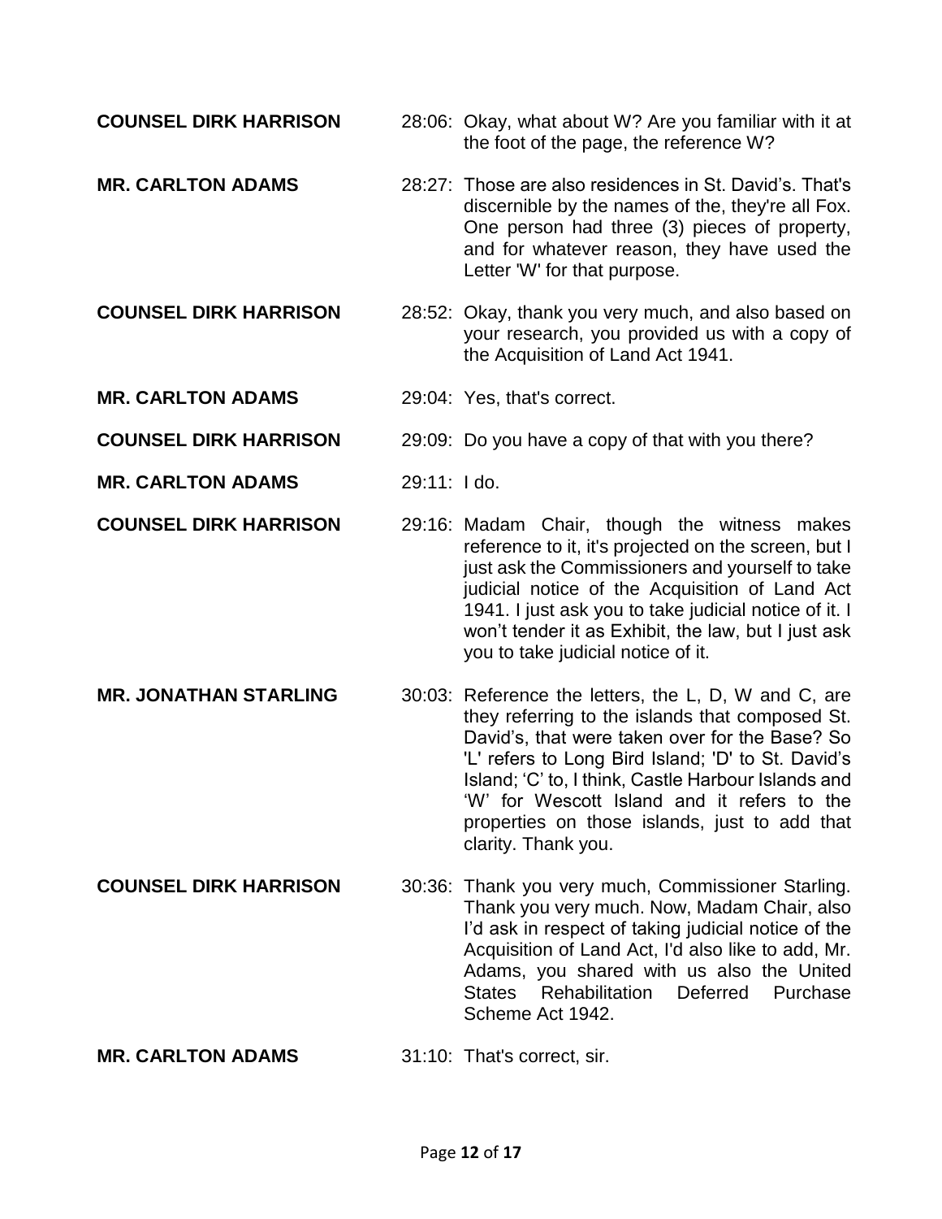**COUNSEL DIRK HARRISON** 28:06: Okay, what about W? Are you familiar with it at the foot of the page, the reference W?

**MR. CARLTON ADAMS** 28:27: Those are also residences in St. David's. That's discernible by the names of the, they're all Fox. One person had three (3) pieces of property, and for whatever reason, they have used the Letter 'W' for that purpose.

**COUNSEL DIRK HARRISON** 28:52: Okay, thank you very much, and also based on your research, you provided us with a copy of the Acquisition of Land Act 1941.

**MR. CARLTON ADAMS** 29:04: Yes, that's correct.

**COUNSEL DIRK HARRISON** 29:09: Do you have a copy of that with you there?

**MR. CARLTON ADAMS** 29:11: I do.

**COUNSEL DIRK HARRISON** 29:16: Madam Chair, though the witness makes reference to it, it's projected on the screen, but I just ask the Commissioners and yourself to take judicial notice of the Acquisition of Land Act 1941. I just ask you to take judicial notice of it. I won't tender it as Exhibit, the law, but I just ask you to take judicial notice of it.

**MR. JONATHAN STARLING** 30:03: Reference the letters, the L, D, W and C, are they referring to the islands that composed St. David's, that were taken over for the Base? So 'L' refers to Long Bird Island; 'D' to St. David's Island; 'C' to, I think, Castle Harbour Islands and 'W' for Wescott Island and it refers to the properties on those islands, just to add that clarity. Thank you.

**COUNSEL DIRK HARRISON** 30:36: Thank you very much, Commissioner Starling. Thank you very much. Now, Madam Chair, also I'd ask in respect of taking judicial notice of the Acquisition of Land Act, I'd also like to add, Mr. Adams, you shared with us also the United States Rehabilitation Deferred Purchase Scheme Act 1942.

**MR. CARLTON ADAMS** 31:10: That's correct, sir.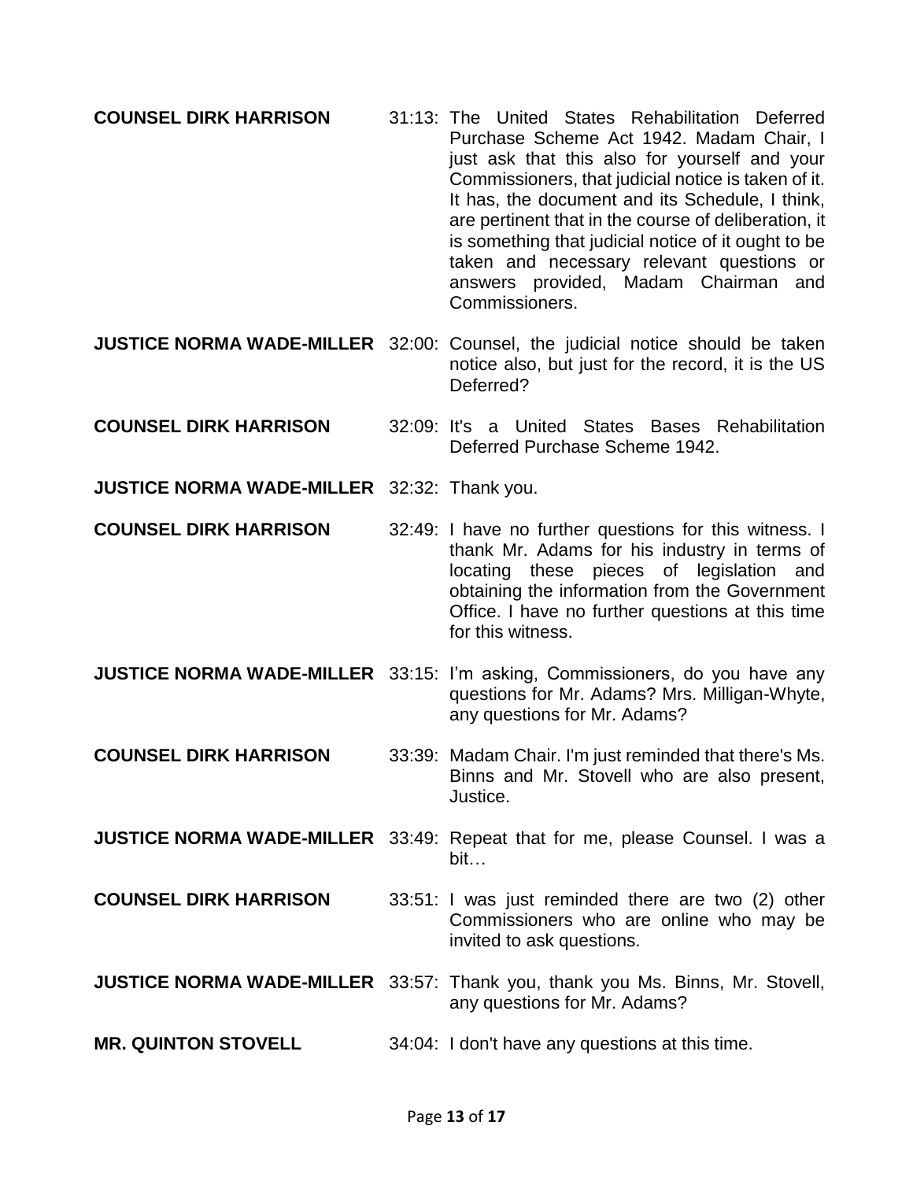**COUNSEL DIRK HARRISON** 31:13: The United States Rehabilitation Deferred Purchase Scheme Act 1942. Madam Chair, I just ask that this also for yourself and your Commissioners, that judicial notice is taken of it. It has, the document and its Schedule, I think, are pertinent that in the course of deliberation, it is something that judicial notice of it ought to be taken and necessary relevant questions or answers provided, Madam Chairman and Commissioners.

**JUSTICE NORMA WADE-MILLER** 32:00: Counsel, the judicial notice should be taken notice also, but just for the record, it is the US Deferred?

**COUNSEL DIRK HARRISON** 32:09: It's a United States Bases Rehabilitation Deferred Purchase Scheme 1942.

**JUSTICE NORMA WADE-MILLER** 32:32: Thank you.

**COUNSEL DIRK HARRISON** 32:49: I have no further questions for this witness. I thank Mr. Adams for his industry in terms of locating these pieces of legislation and obtaining the information from the Government Office. I have no further questions at this time for this witness.

**JUSTICE NORMA WADE-MILLER** 33:15: I'm asking, Commissioners, do you have any questions for Mr. Adams? Mrs. Milligan-Whyte, any questions for Mr. Adams?

**COUNSEL DIRK HARRISON** 33:39: Madam Chair. I'm just reminded that there's Ms. Binns and Mr. Stovell who are also present, Justice.

**JUSTICE NORMA WADE-MILLER** 33:49: Repeat that for me, please Counsel. I was a bit…

**COUNSEL DIRK HARRISON** 33:51: I was just reminded there are two (2) other Commissioners who are online who may be invited to ask questions.

**JUSTICE NORMA WADE-MILLER** 33:57: Thank you, thank you Ms. Binns, Mr. Stovell, any questions for Mr. Adams?

**MR. QUINTON STOVELL** 34:04: I don't have any questions at this time.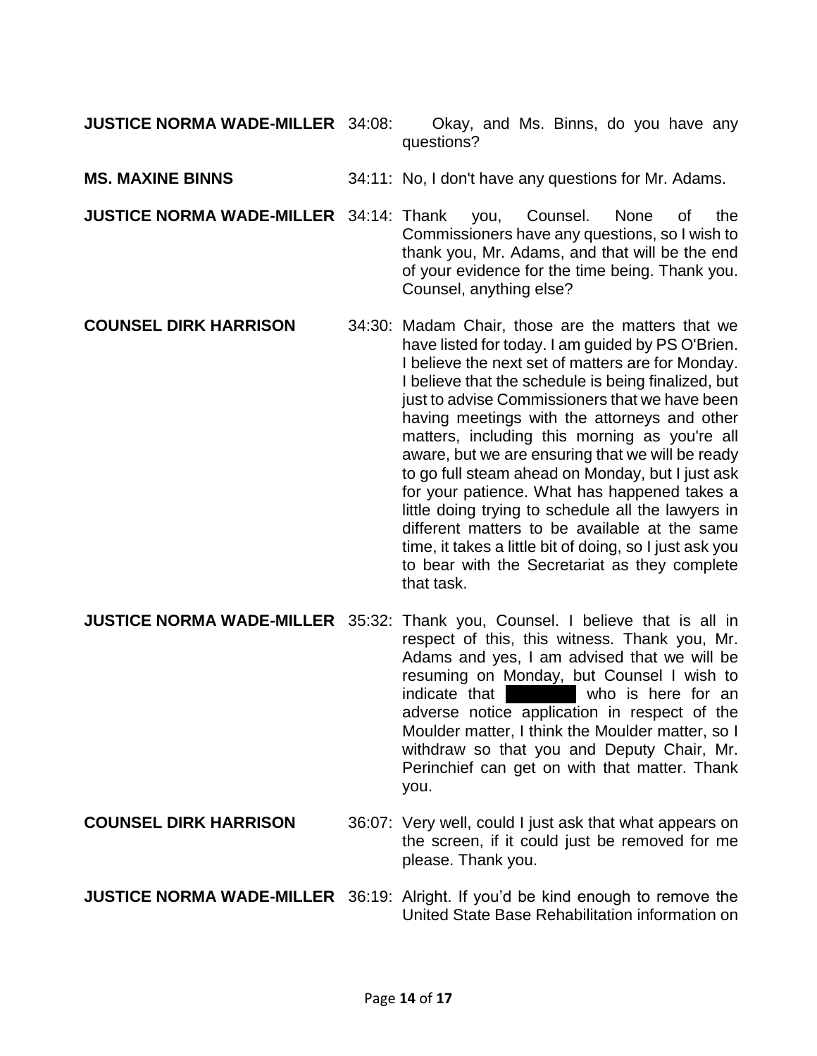**JUSTICE NORMA WADE-MILLER** 34:08: Okay, and Ms. Binns, do you have any questions?

**MS. MAXINE BINNS** 34:11: No, I don't have any questions for Mr. Adams.

**JUSTICE NORMA WADE-MILLER** 34:14: Thank you, Counsel. None of the Commissioners have any questions, so I wish to thank you, Mr. Adams, and that will be the end of your evidence for the time being. Thank you. Counsel, anything else?

**COUNSEL DIRK HARRISON** 34:30: Madam Chair, those are the matters that we have listed for today. I am guided by PS O'Brien. I believe the next set of matters are for Monday. I believe that the schedule is being finalized, but just to advise Commissioners that we have been having meetings with the attorneys and other matters, including this morning as you're all aware, but we are ensuring that we will be ready to go full steam ahead on Monday, but I just ask for your patience. What has happened takes a little doing trying to schedule all the lawyers in different matters to be available at the same time, it takes a little bit of doing, so I just ask you to bear with the Secretariat as they complete that task.

**JUSTICE NORMA WADE-MILLER** 35:32: Thank you, Counsel. I believe that is all in respect of this, this witness. Thank you, Mr. Adams and yes, I am advised that we will be resuming on Monday, but Counsel I wish to indicate that ██████ who is here for an adverse notice application in respect of the Moulder matter, I think the Moulder matter, so I withdraw so that you and Deputy Chair, Mr. Perinchief can get on with that matter. Thank you.

**COUNSEL DIRK HARRISON** 36:07: Very well, could I just ask that what appears on the screen, if it could just be removed for me please. Thank you.

**JUSTICE NORMA WADE-MILLER** 36:19: Alright. If you'd be kind enough to remove the United State Base Rehabilitation information on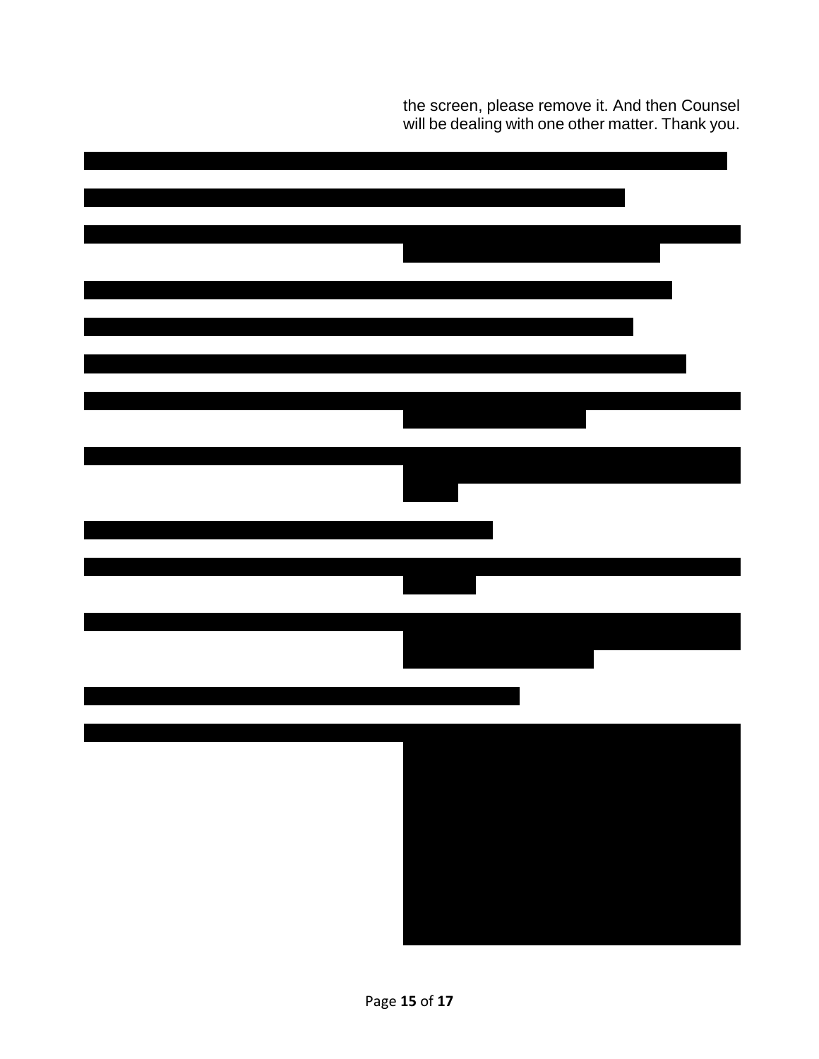the screen, please remove it. And then Counsel will be dealing with one other matter. Thank you.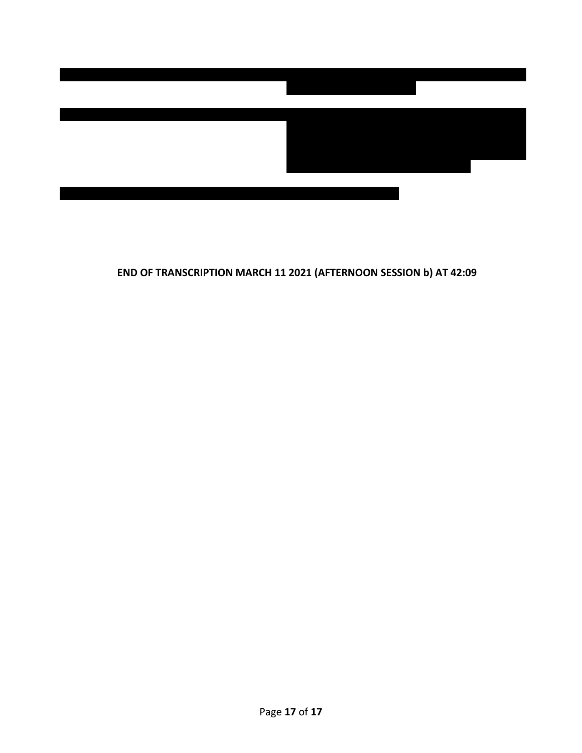**END OF TRANSCRIPTION MARCH 11 2021 (AFTERNOON SESSION b) AT 42:09**